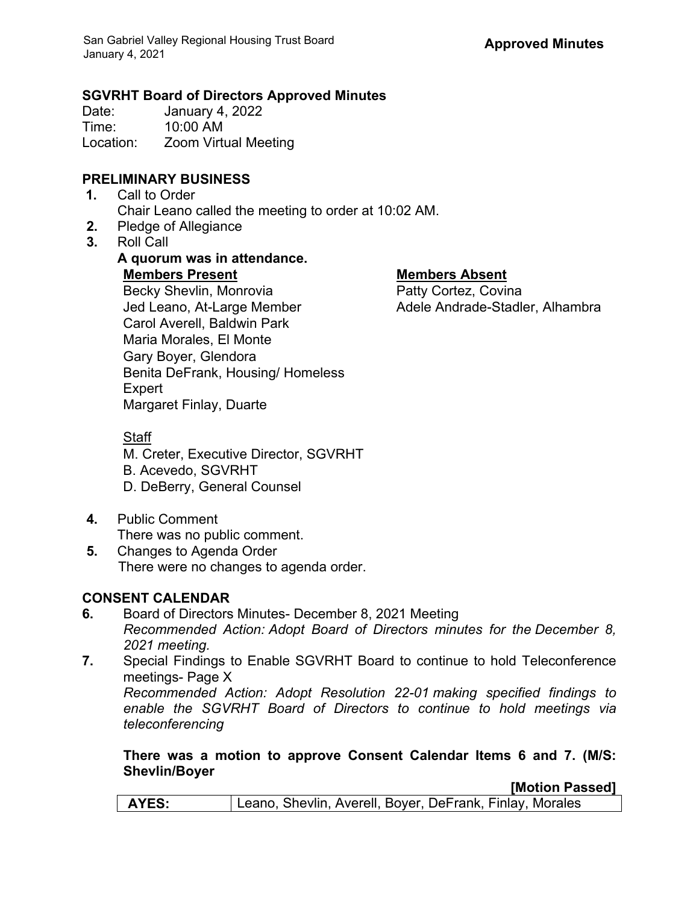## SGVRHT Board of Directors Approved Minutes

Date: January 4, 2022
Time: 10:00 AM
Location: Zoom Virtual Meeting

## PRELIMINARY BUSINESS

**1.** Call to Order
Chair Leano called the meeting to order at 10:02 AM.

**2.** Pledge of Allegiance

**3.** Roll Call

**A quorum was in attendance.**

**Members Present**
Becky Shevlin, Monrovia
Jed Leano, At-Large Member
Carol Averell, Baldwin Park
Maria Morales, El Monte
Gary Boyer, Glendora
Benita DeFrank, Housing/ Homeless Expert
Margaret Finlay, Duarte

**Members Absent**
Patty Cortez, Covina
Adele Andrade-Stadler, Alhambra

Staff
M. Creter, Executive Director, SGVRHT
B. Acevedo, SGVRHT
D. DeBerry, General Counsel

**4.** Public Comment
There was no public comment.

**5.** Changes to Agenda Order
There were no changes to agenda order.

## CONSENT CALENDAR

**6.** Board of Directors Minutes- December 8, 2021 Meeting
*Recommended Action: Adopt Board of Directors minutes for the December 8, 2021 meeting.*

**7.** Special Findings to Enable SGVRHT Board to continue to hold Teleconference meetings- Page X
*Recommended Action: Adopt Resolution 22-01 making specified findings to enable the SGVRHT Board of Directors to continue to hold meetings via teleconferencing*

**There was a motion to approve Consent Calendar Items 6 and 7. (M/S: Shevlin/Boyer**

**[Motion Passed]**

| **AYES:** | Leano, Shevlin, Averell, Boyer, DeFrank, Finlay, Morales |
|---|---|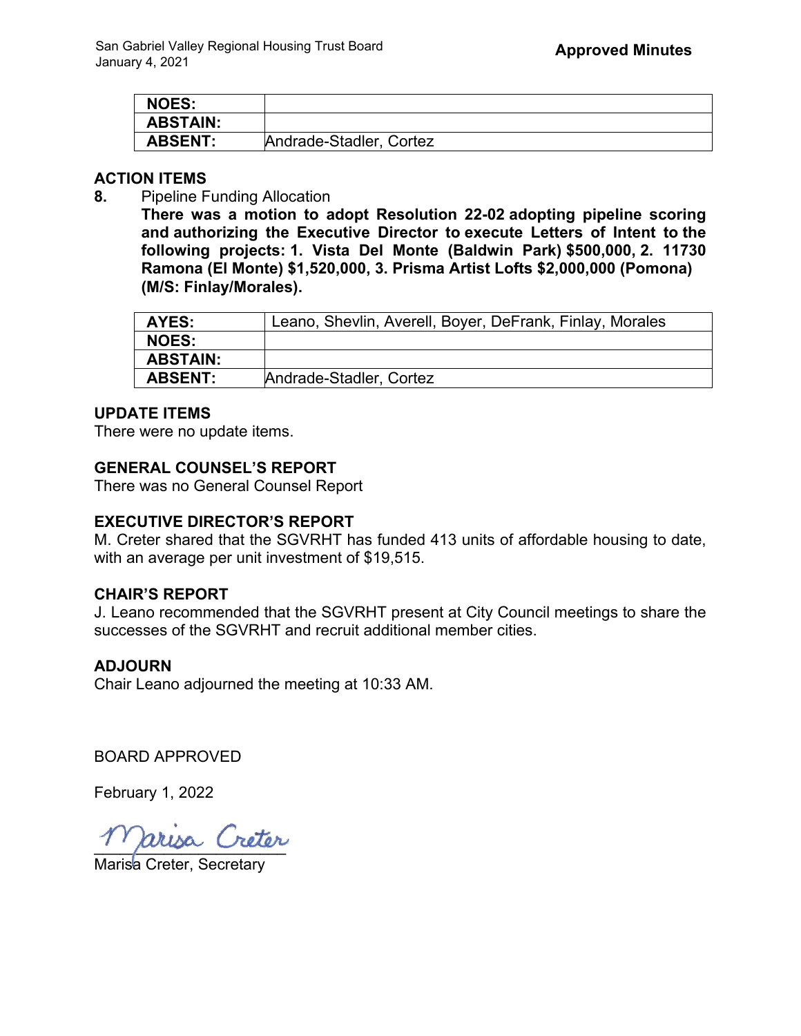| | |
|---|---|
| **NOES:** | |
| **ABSTAIN:** | |
| **ABSENT:** | Andrade-Stadler, Cortez |

## ACTION ITEMS

**8.** Pipeline Funding Allocation

**There was a motion to adopt Resolution 22-02 adopting pipeline scoring and authorizing the Executive Director to execute Letters of Intent to the following projects: 1. Vista Del Monte (Baldwin Park) $500,000, 2. 11730 Ramona (El Monte) $1,520,000, 3. Prisma Artist Lofts $2,000,000 (Pomona) (M/S: Finlay/Morales).**

| | |
|---|---|
| **AYES:** | Leano, Shevlin, Averell, Boyer, DeFrank, Finlay, Morales |
| **NOES:** | |
| **ABSTAIN:** | |
| **ABSENT:** | Andrade-Stadler, Cortez |

## UPDATE ITEMS

There were no update items.

## GENERAL COUNSEL'S REPORT

There was no General Counsel Report

## EXECUTIVE DIRECTOR'S REPORT

M. Creter shared that the SGVRHT has funded 413 units of affordable housing to date, with an average per unit investment of $19,515.

## CHAIR'S REPORT

J. Leano recommended that the SGVRHT present at City Council meetings to share the successes of the SGVRHT and recruit additional member cities.

## ADJOURN

Chair Leano adjourned the meeting at 10:33 AM.

BOARD APPROVED

February 1, 2022

Marisa Creter

Marisa Creter, Secretary